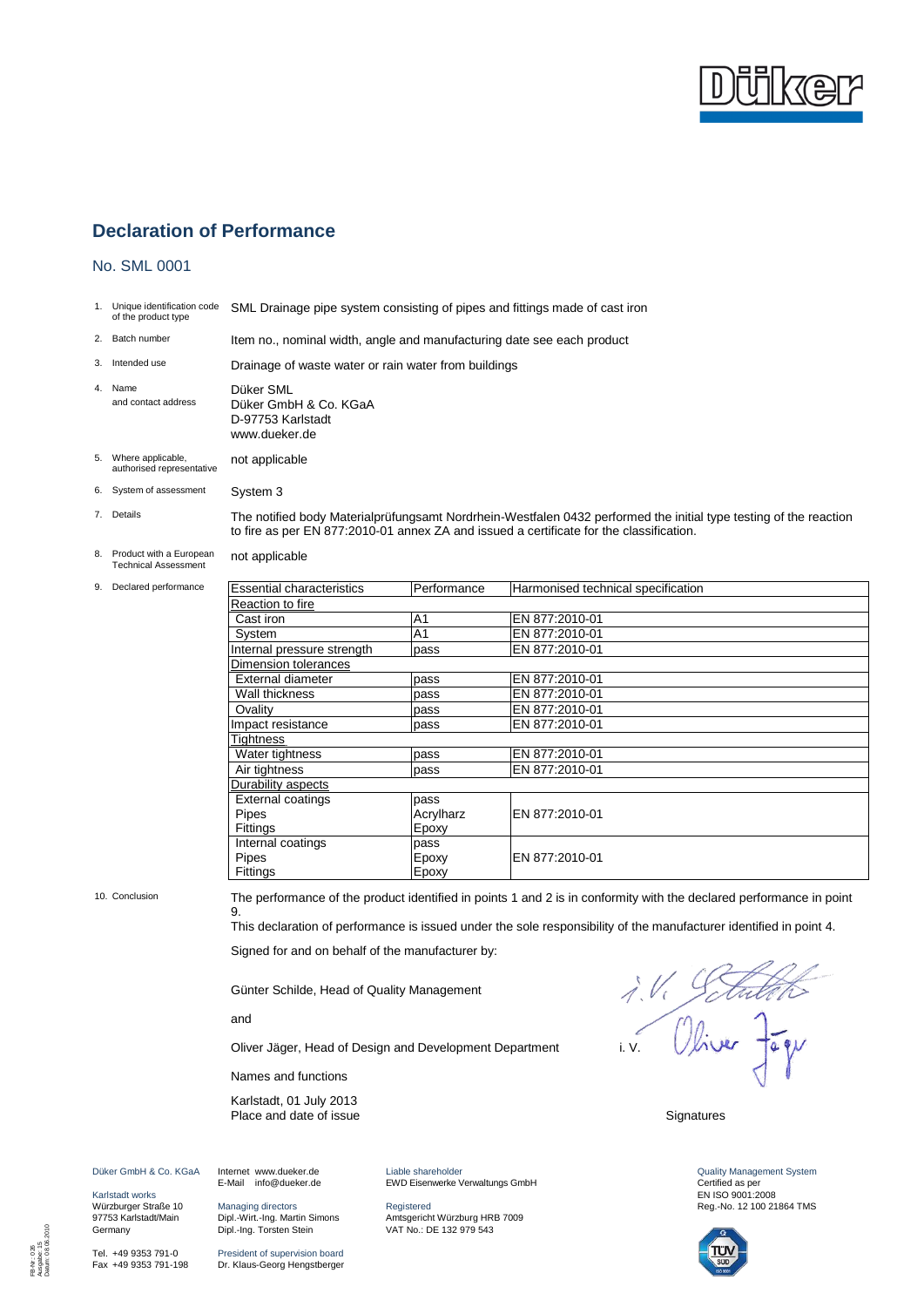# Declaration of Performance

## No. SML 0001

1. Unique identification code of the product type — SML Drainage pipe system consisting of pipes and fittings made of cast iron
2. Batch number — Item no., nominal width, angle and manufacturing date see each product
3. Intended use — Drainage of waste water or rain water from buildings
4. Name and contact address — Düker SML
   Düker GmbH & Co. KGaA
   D-97753 Karlstadt
   www.dueker.de
5. Where applicable, authorised representative — not applicable
6. System of assessment — System 3
7. Details — The notified body Materialprüfungsamt Nordrhein-Westfalen 0432 performed the initial type testing of the reaction to fire as per EN 877:2010-01 annex ZA and issued a certificate for the classification.
8. Product with a European Technical Assessment — not applicable
9. Declared performance

| Essential characteristics | Performance | Harmonised technical specification |
|---|---|---|
| Reaction to fire | | |
| Cast iron | A1 | EN 877:2010-01 |
| System | A1 | EN 877:2010-01 |
| Internal pressure strength | pass | EN 877:2010-01 |
| Dimension tolerances | | |
| External diameter | pass | EN 877:2010-01 |
| Wall thickness | pass | EN 877:2010-01 |
| Ovality | pass | EN 877:2010-01 |
| Impact resistance | pass | EN 877:2010-01 |
| Tightness | | |
| Water tightness | pass | EN 877:2010-01 |
| Air tightness | pass | EN 877:2010-01 |
| Durability aspects | | |
| External coatings<br>Pipes<br>Fittings | pass<br>Acrylharz<br>Epoxy | EN 877:2010-01 |
| Internal coatings<br>Pipes<br>Fittings | pass<br>Epoxy<br>Epoxy | EN 877:2010-01 |

10. Conclusion — The performance of the product identified in points 1 and 2 is in conformity with the declared performance in point 9.

This declaration of performance is issued under the sole responsibility of the manufacturer identified in point 4.

Signed for and on behalf of the manufacturer by:

Günter Schilde, Head of Quality Management

and

Oliver Jäger, Head of Design and Development Department

Names and functions

Karlstadt, 01 July 2013
Place and date of issue

i. V. i. V.

Signatures

Düker GmbH & Co. KGaA
Karlstadt works
Würzburger Straße 10
97753 Karlstadt/Main
Germany
Tel. +49 9353 791-0
Fax +49 9353 791-198

Internet www.dueker.de
E-Mail info@dueker.de
Managing directors
Dipl.-Wirt.-Ing. Martin Simons
Dipl.-Ing. Torsten Stein
President of supervision board
Dr. Klaus-Georg Hengstberger

Liable shareholder
EWD Eisenwerke Verwaltungs GmbH
Registered
Amtsgericht Würzburg HRB 7009
VAT No.: DE 132 979 543

Quality Management System
Certified as per
EN ISO 9001:2008
Reg.-No. 12 100 21864 TMS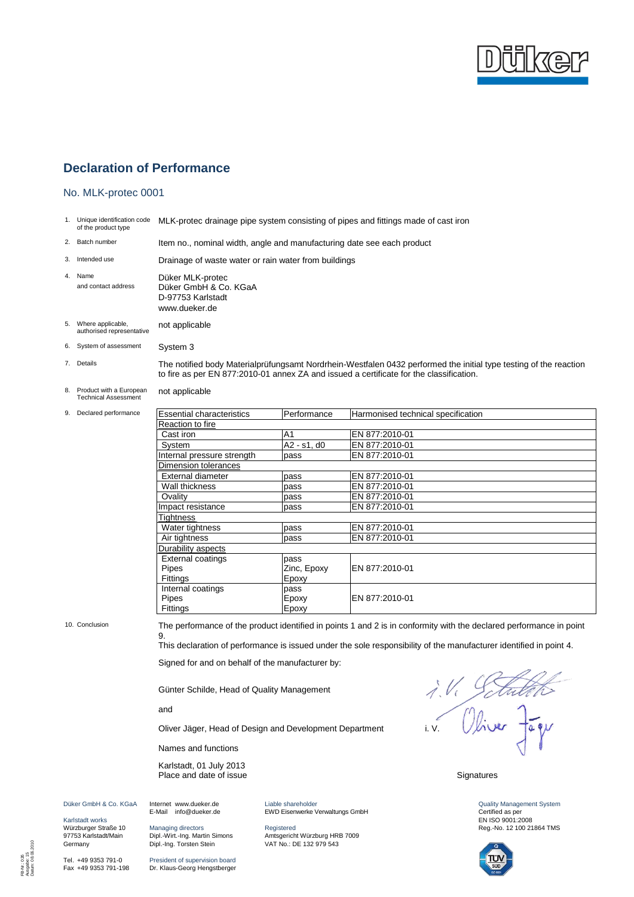# Declaration of Performance

## No. MLK-protec 0001

1. Unique identification code of the product type — MLK-protec drainage pipe system consisting of pipes and fittings made of cast iron
2. Batch number — Item no., nominal width, angle and manufacturing date see each product
3. Intended use — Drainage of waste water or rain water from buildings
4. Name and contact address — Düker MLK-protec
   Düker GmbH & Co. KGaA
   D-97753 Karlstadt
   www.dueker.de
5. Where applicable, authorised representative — not applicable
6. System of assessment — System 3
7. Details — The notified body Materialprüfungsamt Nordrhein-Westfalen 0432 performed the initial type testing of the reaction to fire as per EN 877:2010-01 annex ZA and issued a certificate for the classification.
8. Product with a European Technical Assessment — not applicable
9. Declared performance

| Essential characteristics | Performance | Harmonised technical specification |
|---|---|---|
| Reaction to fire | | |
| Cast iron | A1 | EN 877:2010-01 |
| System | A2 - s1, d0 | EN 877:2010-01 |
| Internal pressure strength | pass | EN 877:2010-01 |
| Dimension tolerances | | |
| External diameter | pass | EN 877:2010-01 |
| Wall thickness | pass | EN 877:2010-01 |
| Ovality | pass | EN 877:2010-01 |
| Impact resistance | pass | EN 877:2010-01 |
| Tightness | | |
| Water tightness | pass | EN 877:2010-01 |
| Air tightness | pass | EN 877:2010-01 |
| Durability aspects | | |
| External coatings<br>Pipes<br>Fittings | pass<br>Zinc, Epoxy<br>Epoxy | EN 877:2010-01 |
| Internal coatings<br>Pipes<br>Fittings | pass<br>Epoxy<br>Epoxy | EN 877:2010-01 |

10. Conclusion — The performance of the product identified in points 1 and 2 is in conformity with the declared performance in point 9.
    This declaration of performance is issued under the sole responsibility of the manufacturer identified in point 4.

Signed for and on behalf of the manufacturer by:

Günter Schilde, Head of Quality Management

and

Oliver Jäger, Head of Design and Development Department

Names and functions

Karlstadt, 01 July 2013
Place and date of issue

i. V. / i. V.

Signatures

Düker GmbH & Co. KGaA
Karlstadt works
Würzburger Straße 10
97753 Karlstadt/Main
Germany
Tel. +49 9353 791-0
Fax +49 9353 791-198

Internet www.dueker.de
E-Mail info@dueker.de
Managing directors
Dipl.-Wirt.-Ing. Martin Simons
Dipl.-Ing. Torsten Stein
President of supervision board
Dr. Klaus-Georg Hengstberger

Liable shareholder
EWD Eisenwerke Verwaltungs GmbH
Registered
Amtsgericht Würzburg HRB 7009
VAT No.: DE 132 979 543

Quality Management System
Certified as per
EN ISO 9001:2008
Reg.-No. 12 100 21864 TMS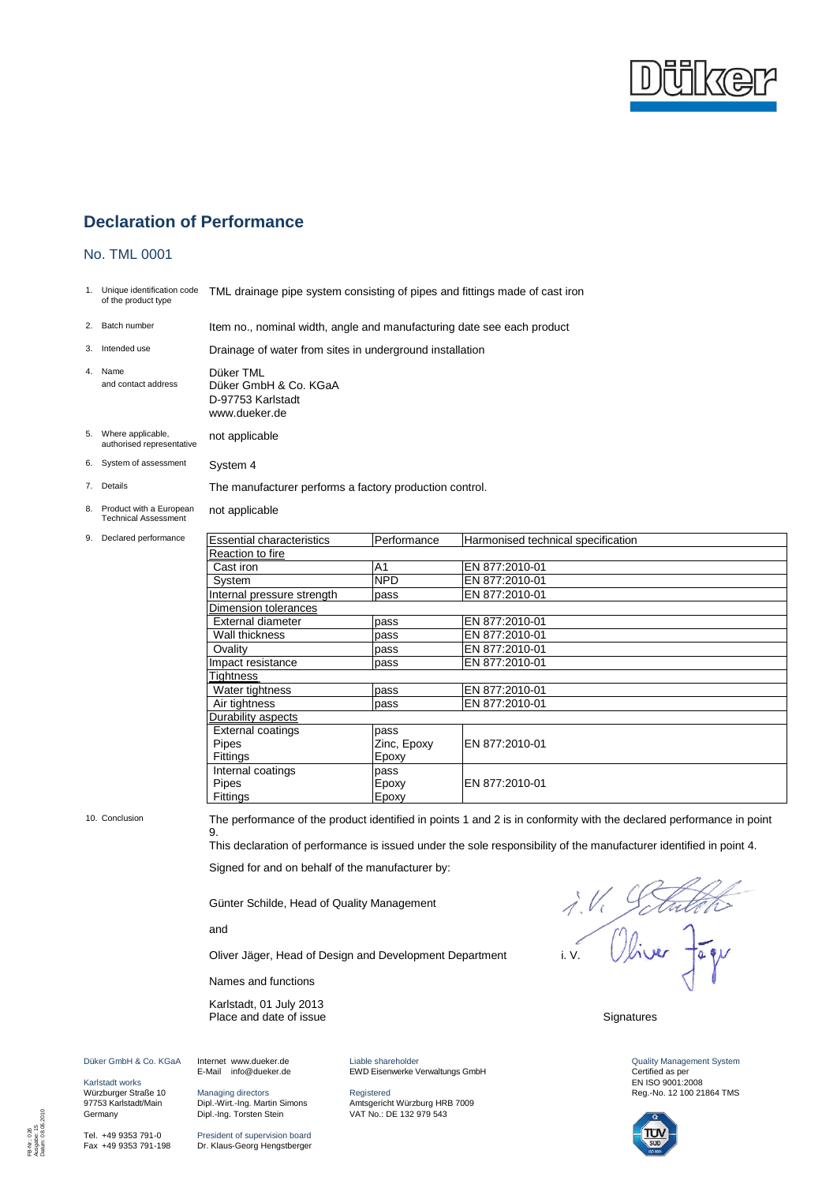Düker

# Declaration of Performance

## No. TML 0001

1. Unique identification code of the product type — TML drainage pipe system consisting of pipes and fittings made of cast iron
2. Batch number — Item no., nominal width, angle and manufacturing date see each product
3. Intended use — Drainage of water from sites in underground installation
4. Name and contact address — Düker TML
   Düker GmbH & Co. KGaA
   D-97753 Karlstadt
   www.dueker.de
5. Where applicable, authorised representative — not applicable
6. System of assessment — System 4
7. Details — The manufacturer performs a factory production control.
8. Product with a European Technical Assessment — not applicable
9. Declared performance

| Essential characteristics | Performance | Harmonised technical specification |
|---|---|---|
| Reaction to fire | | |
| Cast iron | A1 | EN 877:2010-01 |
| System | NPD | EN 877:2010-01 |
| Internal pressure strength | pass | EN 877:2010-01 |
| Dimension tolerances | | |
| External diameter | pass | EN 877:2010-01 |
| Wall thickness | pass | EN 877:2010-01 |
| Ovality | pass | EN 877:2010-01 |
| Impact resistance | pass | EN 877:2010-01 |
| Tightness | | |
| Water tightness | pass | EN 877:2010-01 |
| Air tightness | pass | EN 877:2010-01 |
| Durability aspects | | |
| External coatings<br>Pipes<br>Fittings | pass<br>Zinc, Epoxy<br>Epoxy | EN 877:2010-01 |
| Internal coatings<br>Pipes<br>Fittings | pass<br>Epoxy<br>Epoxy | EN 877:2010-01 |

10. Conclusion — The performance of the product identified in points 1 and 2 is in conformity with the declared performance in point 9.
    This declaration of performance is issued under the sole responsibility of the manufacturer identified in point 4.

Signed for and on behalf of the manufacturer by:

Günter Schilde, Head of Quality Management

and

Oliver Jäger, Head of Design and Development Department

Names and functions

Karlstadt, 01 July 2013
Place and date of issue

i. V. Schilde
i. V. Oliver Jäger

Signatures

Düker GmbH & Co. KGaA

Karlstadt works
Würzburger Straße 10
97753 Karlstadt/Main
Germany

Tel. +49 9353 791-0
Fax +49 9353 791-198

Internet www.dueker.de
E-Mail info@dueker.de

Managing directors
Dipl.-Wirt.-Ing. Martin Simons
Dipl.-Ing. Torsten Stein

President of supervision board
Dr. Klaus-Georg Hengstberger

Liable shareholder
EWD Eisenwerke Verwaltungs GmbH

Registered
Amtsgericht Würzburg HRB 7009
VAT No.: DE 132 979 543

Quality Management System
Certified as per
EN ISO 9001:2008
Reg.-No. 12 100 21864 TMS

FB-Nr.: 035
Ausgabe: 15
Datum: 08.06.2010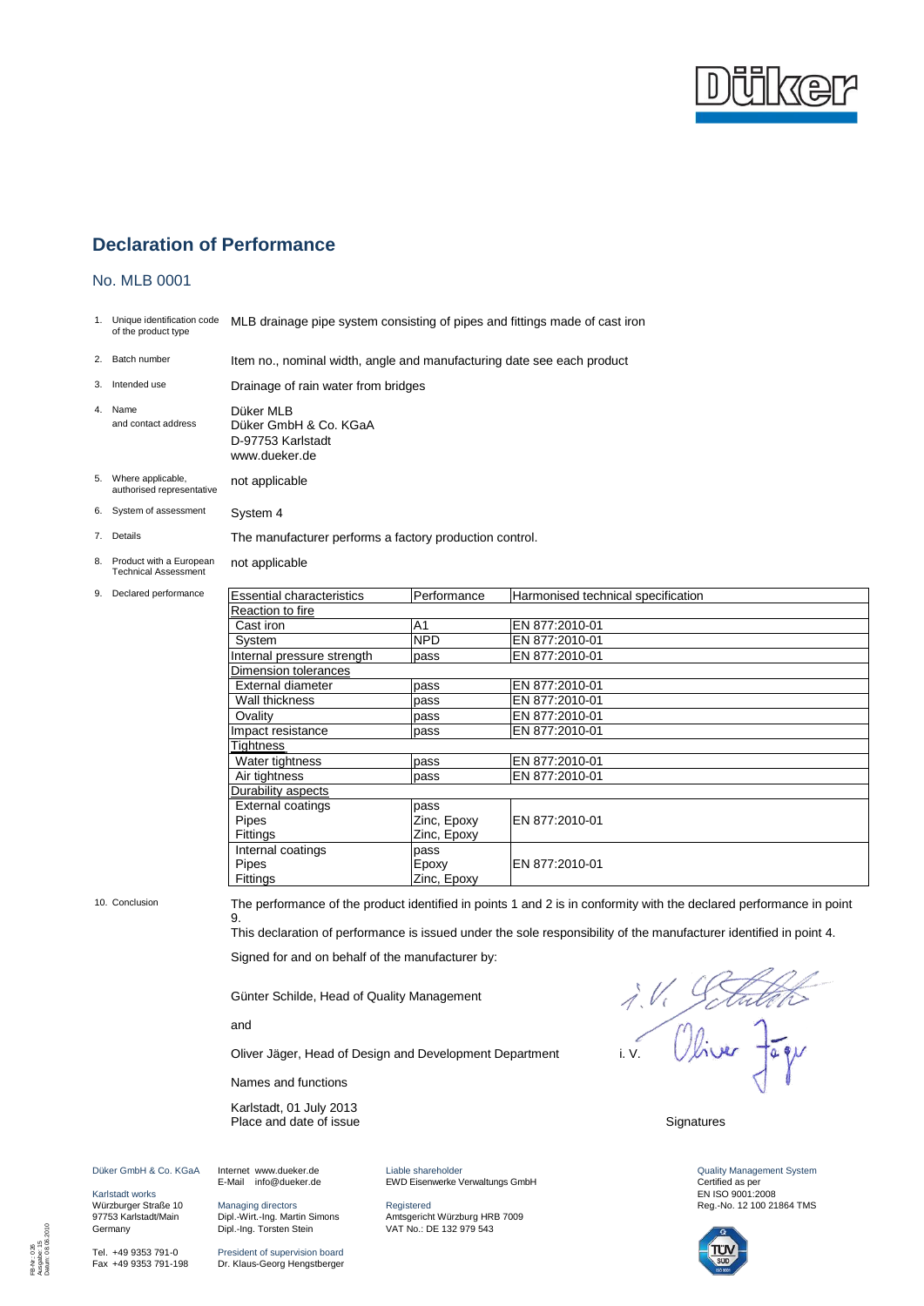# Declaration of Performance

## No. MLB 0001

1. Unique identification code of the product type — MLB drainage pipe system consisting of pipes and fittings made of cast iron
2. Batch number — Item no., nominal width, angle and manufacturing date see each product
3. Intended use — Drainage of rain water from bridges
4. Name and contact address — Düker MLB
   Düker GmbH & Co. KGaA
   D-97753 Karlstadt
   www.dueker.de
5. Where applicable, authorised representative — not applicable
6. System of assessment — System 4
7. Details — The manufacturer performs a factory production control.
8. Product with a European Technical Assessment — not applicable
9. Declared performance

| Essential characteristics | Performance | Harmonised technical specification |
|---|---|---|
| Reaction to fire | | |
| Cast iron | A1 | EN 877:2010-01 |
| System | NPD | EN 877:2010-01 |
| Internal pressure strength | pass | EN 877:2010-01 |
| Dimension tolerances | | |
| External diameter | pass | EN 877:2010-01 |
| Wall thickness | pass | EN 877:2010-01 |
| Ovality | pass | EN 877:2010-01 |
| Impact resistance | pass | EN 877:2010-01 |
| Tightness | | |
| Water tightness | pass | EN 877:2010-01 |
| Air tightness | pass | EN 877:2010-01 |
| Durability aspects | | |
| External coatings<br>Pipes<br>Fittings | pass<br>Zinc, Epoxy<br>Zinc, Epoxy | EN 877:2010-01 |
| Internal coatings<br>Pipes<br>Fittings | pass<br>Epoxy<br>Zinc, Epoxy | EN 877:2010-01 |

10. Conclusion — The performance of the product identified in points 1 and 2 is in conformity with the declared performance in point 9.

This declaration of performance is issued under the sole responsibility of the manufacturer identified in point 4.

Signed for and on behalf of the manufacturer by:

Günter Schilde, Head of Quality Management

and

Oliver Jäger, Head of Design and Development Department

Names and functions

i. V. i. V.

Karlstadt, 01 July 2013
Place and date of issue

Signatures

Düker GmbH & Co. KGaA
Karlstadt works
Würzburger Straße 10
97753 Karlstadt/Main
Germany
Tel. +49 9353 791-0
Fax +49 9353 791-198

Internet www.dueker.de
E-Mail info@dueker.de
Managing directors
Dipl.-Wirt.-Ing. Martin Simons
Dipl.-Ing. Torsten Stein
President of supervision board
Dr. Klaus-Georg Hengstberger

Liable shareholder
EWD Eisenwerke Verwaltungs GmbH
Registered
Amtsgericht Würzburg HRB 7009
VAT No.: DE 132 979 543

Quality Management System
Certified as per
EN ISO 9001:2008
Reg.-No. 12 100 21864 TMS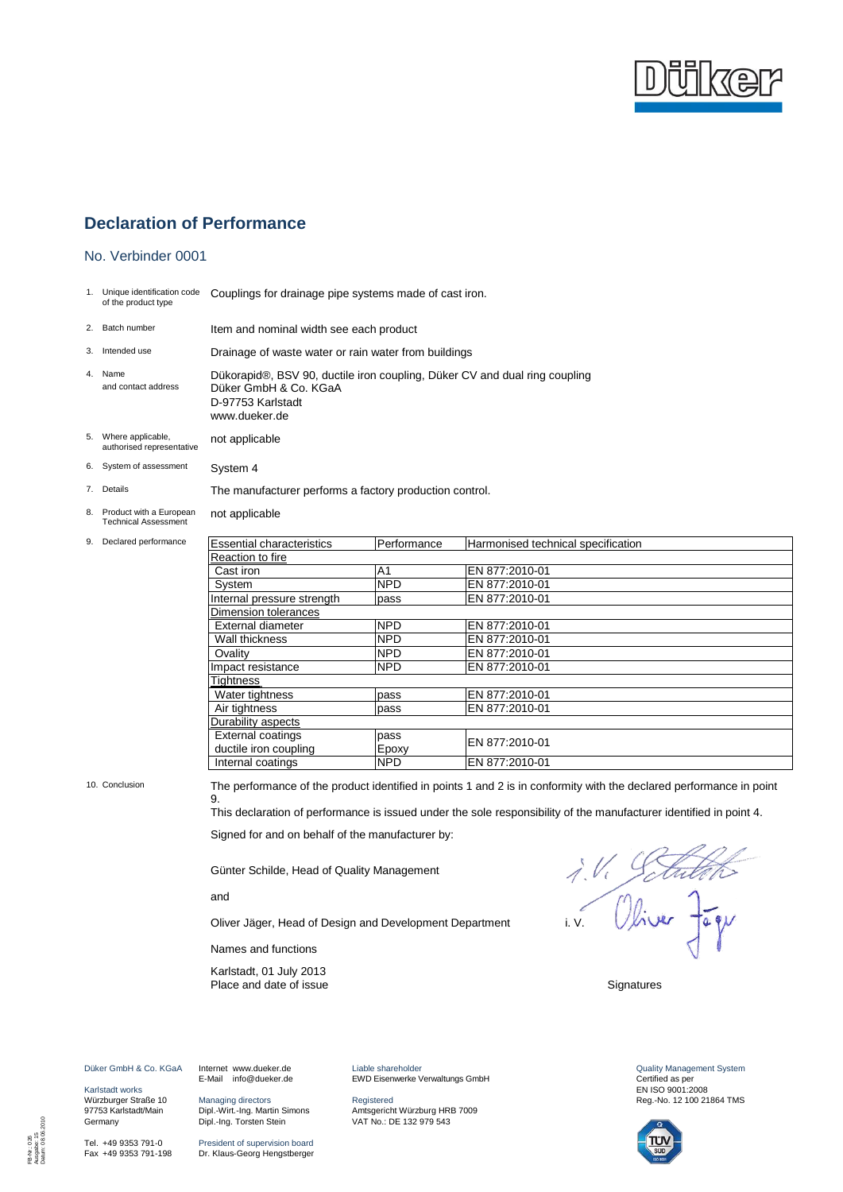# Declaration of Performance

## No. Verbinder 0001

| | | |
|---|---|---|
| 1. | Unique identification code of the product type | Couplings for drainage pipe systems made of cast iron. |
| 2. | Batch number | Item and nominal width see each product |
| 3. | Intended use | Drainage of waste water or rain water from buildings |
| 4. | Name and contact address | Dükorapid®, BSV 90, ductile iron coupling, Düker CV and dual ring coupling<br>Düker GmbH & Co. KGaA<br>D-97753 Karlstadt<br>www.dueker.de |
| 5. | Where applicable, authorised representative | not applicable |
| 6. | System of assessment | System 4 |
| 7. | Details | The manufacturer performs a factory production control. |
| 8. | Product with a European Technical Assessment | not applicable |

9. Declared performance

| Essential characteristics | Performance | Harmonised technical specification |
|---|---|---|
| Reaction to fire | | |
| Cast iron | A1 | EN 877:2010-01 |
| System | NPD | EN 877:2010-01 |
| Internal pressure strength | pass | EN 877:2010-01 |
| Dimension tolerances | | |
| External diameter | NPD | EN 877:2010-01 |
| Wall thickness | NPD | EN 877:2010-01 |
| Ovality | NPD | EN 877:2010-01 |
| Impact resistance | NPD | EN 877:2010-01 |
| Tightness | | |
| Water tightness | pass | EN 877:2010-01 |
| Air tightness | pass | EN 877:2010-01 |
| Durability aspects | | |
| External coatings<br>ductile iron coupling | pass<br>Epoxy | EN 877:2010-01 |
| Internal coatings | NPD | EN 877:2010-01 |

10. Conclusion

The performance of the product identified in points 1 and 2 is in conformity with the declared performance in point 9.

This declaration of performance is issued under the sole responsibility of the manufacturer identified in point 4.

Signed for and on behalf of the manufacturer by:

Günter Schilde, Head of Quality Management

and

Oliver Jäger, Head of Design and Development Department

Names and functions

Karlstadt, 01 July 2013
Place and date of issue

i. V.

Signatures

Düker GmbH & Co. KGaA
Karlstadt works
Würzburger Straße 10
97753 Karlstadt/Main
Germany

Tel. +49 9353 791-0
Fax +49 9353 791-198

Internet www.dueker.de
E-Mail info@dueker.de

Managing directors
Dipl.-Wirt.-Ing. Martin Simons
Dipl.-Ing. Torsten Stein

President of supervision board
Dr. Klaus-Georg Hengstberger

Liable shareholder
EWD Eisenwerke Verwaltungs GmbH

Registered
Amtsgericht Würzburg HRB 7009
VAT No.: DE 132 979 543

Quality Management System
Certified as per
EN ISO 9001:2008
Reg.-No. 12 100 21864 TMS